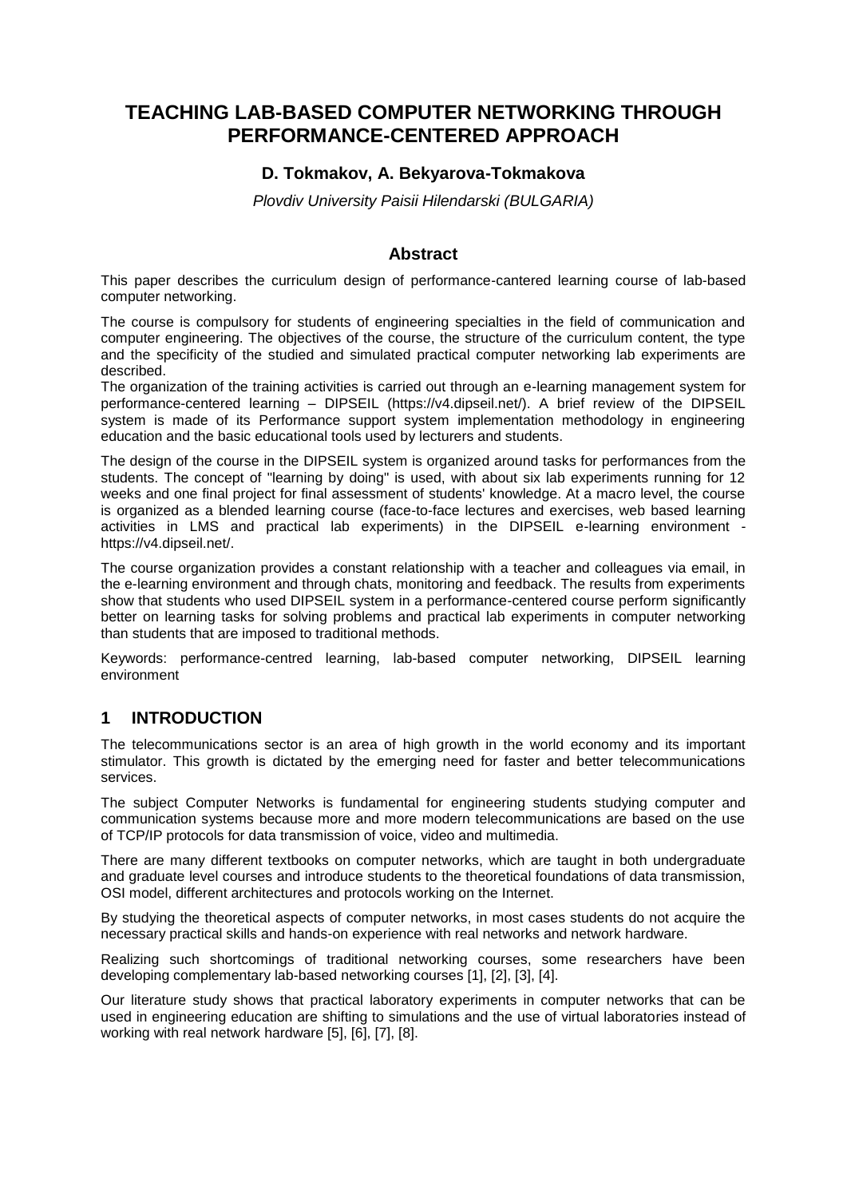# TEACHING LAB-BASED COMPUTER NETWORKING THROUGH PERFORMANCE-CENTERED APPROACH

**D. Tokmakov, A. Bekyarova-Tokmakova**

*Plovdiv University Paisii Hilendarski (BULGARIA)*

## Abstract

This paper describes the curriculum design of performance-cantered learning course of lab-based computer networking.

The course is compulsory for students of engineering specialties in the field of communication and computer engineering. The objectives of the course, the structure of the curriculum content, the type and the specificity of the studied and simulated practical computer networking lab experiments are described.

The organization of the training activities is carried out through an e-learning management system for performance-centered learning – DIPSEIL (https://v4.dipseil.net/). A brief review of the DIPSEIL system is made of its Performance support system implementation methodology in engineering education and the basic educational tools used by lecturers and students.

The design of the course in the DIPSEIL system is organized around tasks for performances from the students. The concept of "learning by doing" is used, with about six lab experiments running for 12 weeks and one final project for final assessment of students' knowledge. At a macro level, the course is organized as a blended learning course (face-to-face lectures and exercises, web based learning activities in LMS and practical lab experiments) in the DIPSEIL e-learning environment - https://v4.dipseil.net/.

The course organization provides a constant relationship with a teacher and colleagues via email, in the e-learning environment and through chats, monitoring and feedback. The results from experiments show that students who used DIPSEIL system in a performance-centered course perform significantly better on learning tasks for solving problems and practical lab experiments in computer networking than students that are imposed to traditional methods.

Keywords: performance-centred learning, lab-based computer networking, DIPSEIL learning environment

## 1 INTRODUCTION

The telecommunications sector is an area of high growth in the world economy and its important stimulator. This growth is dictated by the emerging need for faster and better telecommunications services.

The subject Computer Networks is fundamental for engineering students studying computer and communication systems because more and more modern telecommunications are based on the use of TCP/IP protocols for data transmission of voice, video and multimedia.

There are many different textbooks on computer networks, which are taught in both undergraduate and graduate level courses and introduce students to the theoretical foundations of data transmission, OSI model, different architectures and protocols working on the Internet.

By studying the theoretical aspects of computer networks, in most cases students do not acquire the necessary practical skills and hands-on experience with real networks and network hardware.

Realizing such shortcomings of traditional networking courses, some researchers have been developing complementary lab-based networking courses [1], [2], [3], [4].

Our literature study shows that practical laboratory experiments in computer networks that can be used in engineering education are shifting to simulations and the use of virtual laboratories instead of working with real network hardware [5], [6], [7], [8].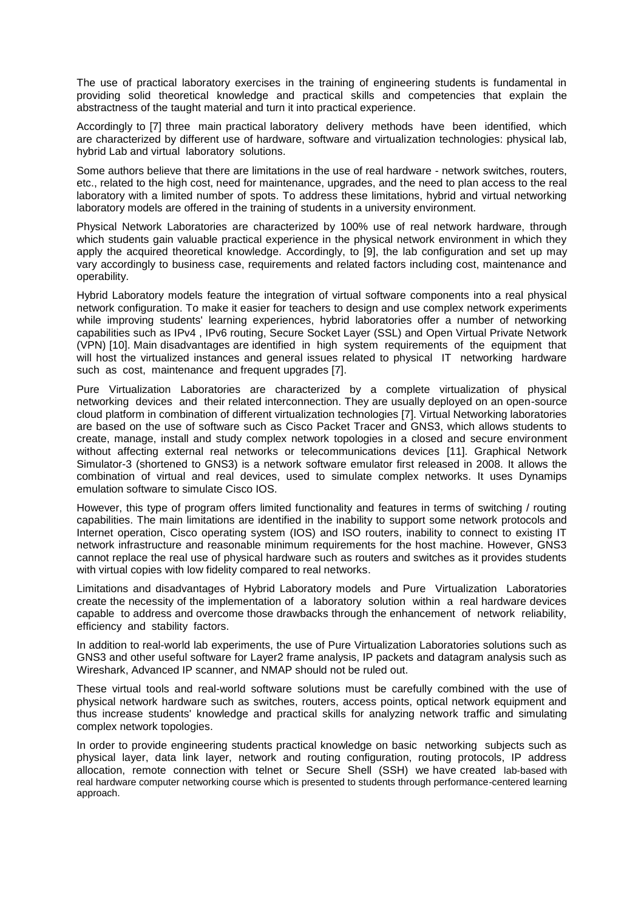The use of practical laboratory exercises in the training of engineering students is fundamental in providing solid theoretical knowledge and practical skills and competencies that explain the abstractness of the taught material and turn it into practical experience.

Accordingly to [7] three main practical laboratory delivery methods have been identified, which are characterized by different use of hardware, software and virtualization technologies: physical lab, hybrid Lab and virtual laboratory solutions.

Some authors believe that there are limitations in the use of real hardware - network switches, routers, etc., related to the high cost, need for maintenance, upgrades, and the need to plan access to the real laboratory with a limited number of spots. To address these limitations, hybrid and virtual networking laboratory models are offered in the training of students in a university environment.

Physical Network Laboratories are characterized by 100% use of real network hardware, through which students gain valuable practical experience in the physical network environment in which they apply the acquired theoretical knowledge. Accordingly, to [9], the lab configuration and set up may vary accordingly to business case, requirements and related factors including cost, maintenance and operability.

Hybrid Laboratory models feature the integration of virtual software components into a real physical network configuration. To make it easier for teachers to design and use complex network experiments while improving students' learning experiences, hybrid laboratories offer a number of networking capabilities such as IPv4 , IPv6 routing, Secure Socket Layer (SSL) and Open Virtual Private Network (VPN) [10]. Main disadvantages are identified in high system requirements of the equipment that will host the virtualized instances and general issues related to physical IT networking hardware such as cost, maintenance and frequent upgrades [7].

Pure Virtualization Laboratories are characterized by a complete virtualization of physical networking devices and their related interconnection. They are usually deployed on an open-source cloud platform in combination of different virtualization technologies [7]. Virtual Networking laboratories are based on the use of software such as Cisco Packet Tracer and GNS3, which allows students to create, manage, install and study complex network topologies in a closed and secure environment without affecting external real networks or telecommunications devices [11]. Graphical Network Simulator-3 (shortened to GNS3) is a network software emulator first released in 2008. It allows the combination of virtual and real devices, used to simulate complex networks. It uses Dynamips emulation software to simulate Cisco IOS.

However, this type of program offers limited functionality and features in terms of switching / routing capabilities. The main limitations are identified in the inability to support some network protocols and Internet operation, Cisco operating system (IOS) and ISO routers, inability to connect to existing IT network infrastructure and reasonable minimum requirements for the host machine. However, GNS3 cannot replace the real use of physical hardware such as routers and switches as it provides students with virtual copies with low fidelity compared to real networks.

Limitations and disadvantages of Hybrid Laboratory models and Pure Virtualization Laboratories create the necessity of the implementation of a laboratory solution within a real hardware devices capable to address and overcome those drawbacks through the enhancement of network reliability, efficiency and stability factors.

In addition to real-world lab experiments, the use of Pure Virtualization Laboratories solutions such as GNS3 and other useful software for Layer2 frame analysis, IP packets and datagram analysis such as Wireshark, Advanced IP scanner, and NMAP should not be ruled out.

These virtual tools and real-world software solutions must be carefully combined with the use of physical network hardware such as switches, routers, access points, optical network equipment and thus increase students' knowledge and practical skills for analyzing network traffic and simulating complex network topologies.

In order to provide engineering students practical knowledge on basic networking subjects such as physical layer, data link layer, network and routing configuration, routing protocols, IP address allocation, remote connection with telnet or Secure Shell (SSH) we have created lab-based with real hardware computer networking course which is presented to students through performance-centered learning approach.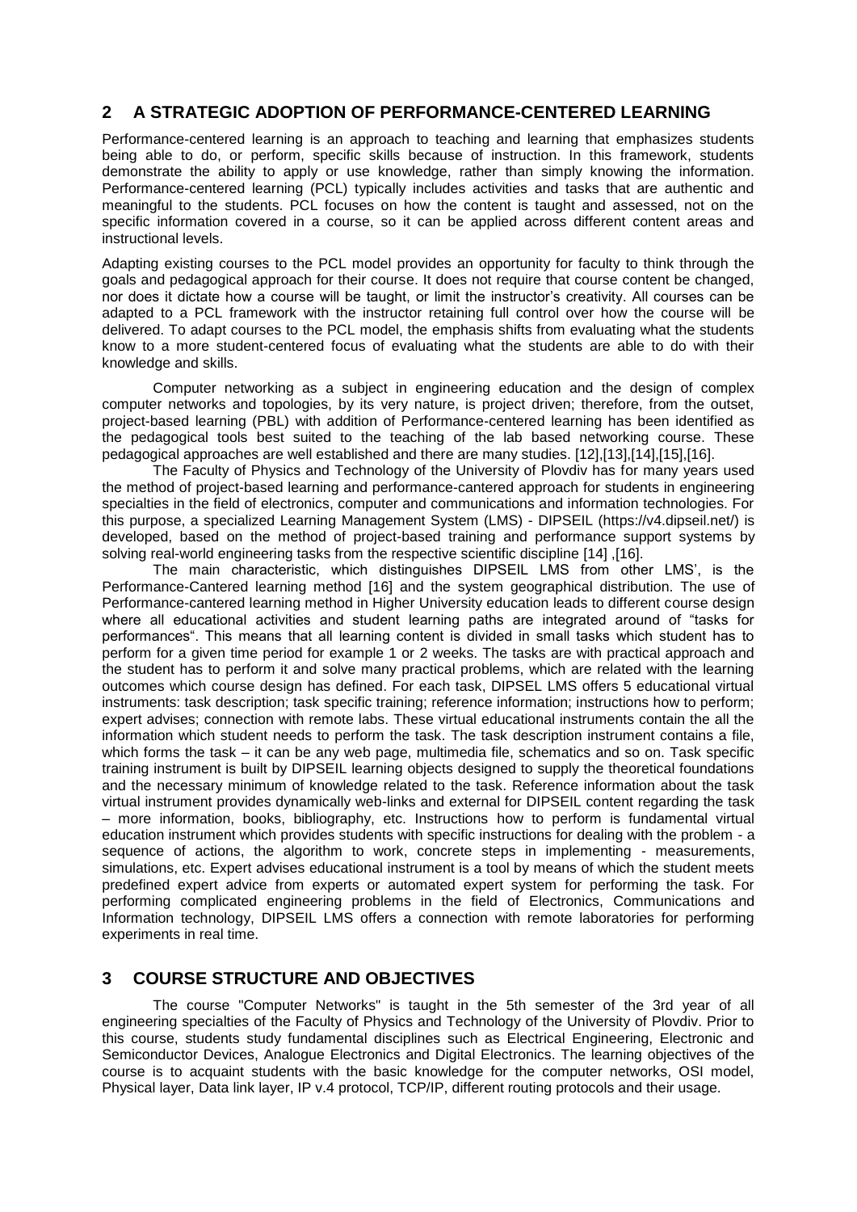## 2 A STRATEGIC ADOPTION OF PERFORMANCE-CENTERED LEARNING

Performance-centered learning is an approach to teaching and learning that emphasizes students being able to do, or perform, specific skills because of instruction. In this framework, students demonstrate the ability to apply or use knowledge, rather than simply knowing the information. Performance-centered learning (PCL) typically includes activities and tasks that are authentic and meaningful to the students. PCL focuses on how the content is taught and assessed, not on the specific information covered in a course, so it can be applied across different content areas and instructional levels.

Adapting existing courses to the PCL model provides an opportunity for faculty to think through the goals and pedagogical approach for their course. It does not require that course content be changed, nor does it dictate how a course will be taught, or limit the instructor's creativity. All courses can be adapted to a PCL framework with the instructor retaining full control over how the course will be delivered. To adapt courses to the PCL model, the emphasis shifts from evaluating what the students know to a more student-centered focus of evaluating what the students are able to do with their knowledge and skills.

Computer networking as a subject in engineering education and the design of complex computer networks and topologies, by its very nature, is project driven; therefore, from the outset, project-based learning (PBL) with addition of Performance-centered learning has been identified as the pedagogical tools best suited to the teaching of the lab based networking course. These pedagogical approaches are well established and there are many studies. [12],[13],[14],[15],[16].

The Faculty of Physics and Technology of the University of Plovdiv has for many years used the method of project-based learning and performance-cantered approach for students in engineering specialties in the field of electronics, computer and communications and information technologies. For this purpose, a specialized Learning Management System (LMS) - DIPSEIL (https://v4.dipseil.net/) is developed, based on the method of project-based training and performance support systems by solving real-world engineering tasks from the respective scientific discipline [14] ,[16].

The main characteristic, which distinguishes DIPSEIL LMS from other LMS', is the Performance-Cantered learning method [16] and the system geographical distribution. The use of Performance-cantered learning method in Higher University education leads to different course design where all educational activities and student learning paths are integrated around of "tasks for performances". This means that all learning content is divided in small tasks which student has to perform for a given time period for example 1 or 2 weeks. The tasks are with practical approach and the student has to perform it and solve many practical problems, which are related with the learning outcomes which course design has defined. For each task, DIPSEL LMS offers 5 educational virtual instruments: task description; task specific training; reference information; instructions how to perform; expert advises; connection with remote labs. These virtual educational instruments contain the all the information which student needs to perform the task. The task description instrument contains a file, which forms the task – it can be any web page, multimedia file, schematics and so on. Task specific training instrument is built by DIPSEIL learning objects designed to supply the theoretical foundations and the necessary minimum of knowledge related to the task. Reference information about the task virtual instrument provides dynamically web-links and external for DIPSEIL content regarding the task – more information, books, bibliography, etc. Instructions how to perform is fundamental virtual education instrument which provides students with specific instructions for dealing with the problem - a sequence of actions, the algorithm to work, concrete steps in implementing - measurements, simulations, etc. Expert advises educational instrument is a tool by means of which the student meets predefined expert advice from experts or automated expert system for performing the task. For performing complicated engineering problems in the field of Electronics, Communications and Information technology, DIPSEIL LMS offers a connection with remote laboratories for performing experiments in real time.

## 3 COURSE STRUCTURE AND OBJECTIVES

The course "Computer Networks" is taught in the 5th semester of the 3rd year of all engineering specialties of the Faculty of Physics and Technology of the University of Plovdiv. Prior to this course, students study fundamental disciplines such as Electrical Engineering, Electronic and Semiconductor Devices, Analogue Electronics and Digital Electronics. The learning objectives of the course is to acquaint students with the basic knowledge for the computer networks, OSI model, Physical layer, Data link layer, IP v.4 protocol, TCP/IP, different routing protocols and their usage.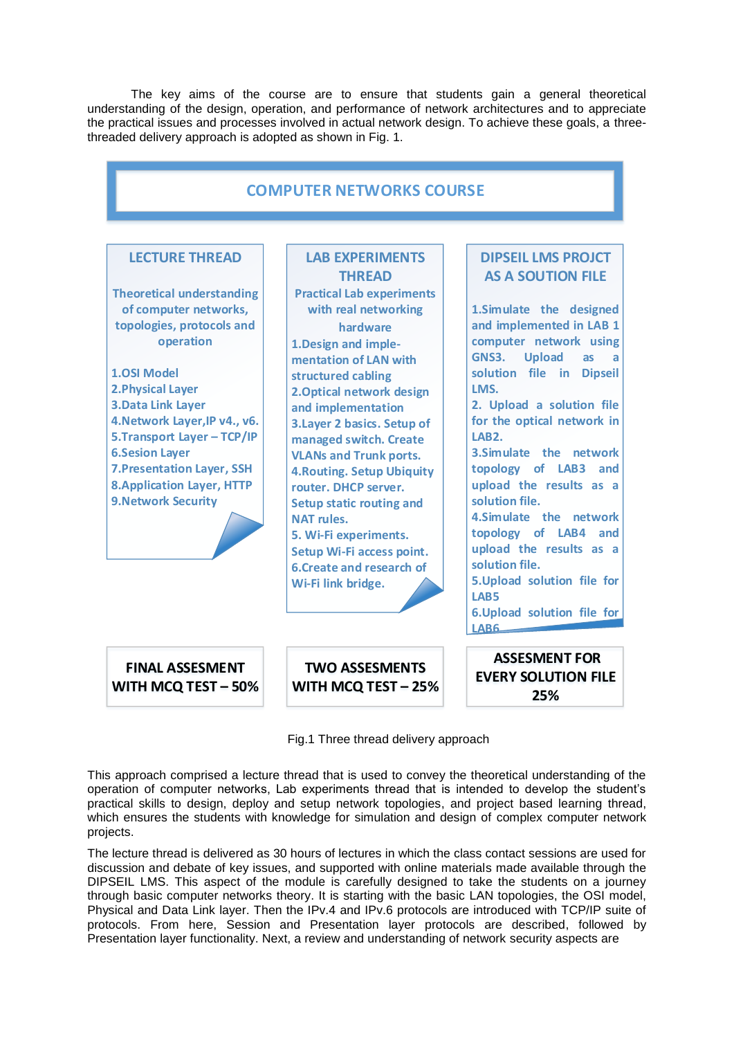The key aims of the course are to ensure that students gain a general theoretical understanding of the design, operation, and performance of network architectures and to appreciate the practical issues and processes involved in actual network design. To achieve these goals, a three-threaded delivery approach is adopted as shown in Fig. 1.

**COMPUTER NETWORKS COURSE**

| LECTURE THREAD | LAB EXPERIMENTS THREAD | DIPSEIL LMS PROJCT AS A SOUTION FILE |
|---|---|---|
| Theoretical understanding of computer networks, topologies, protocols and operation<br><br>1.OSI Model<br>2.Physical Layer<br>3.Data Link Layer<br>4.Network Layer,IP v4., v6.<br>5.Transport Layer – TCP/IP<br>6.Sesion Layer<br>7.Presentation Layer, SSH<br>8.Application Layer, HTTP<br>9.Network Security | Practical Lab experiments with real networking hardware<br>1.Design and implementation of LAN with structured cabling<br>2.Optical network design and implementation<br>3.Layer 2 basics. Setup of managed switch. Create VLANs and Trunk ports.<br>4.Routing. Setup Ubiquity router. DHCP server. Setup static routing and NAT rules.<br>5. Wi-Fi experiments. Setup Wi-Fi access point.<br>6.Create and research of Wi-Fi link bridge. | 1.Simulate the designed and implemented in LAB 1 computer network using GNS3. Upload as a solution file in Dipseil LMS.<br>2. Upload a solution file for the optical network in LAB2.<br>3.Simulate the network topology of LAB3 and upload the results as a solution file.<br>4.Simulate the network topology of LAB4 and upload the results as a solution file.<br>5.Upload solution file for LAB5<br>6.Upload solution file for LAB6 |
| **FINAL ASSESMENT WITH MCQ TEST – 50%** | **TWO ASSESMENTS WITH MCQ TEST – 25%** | **ASSESMENT FOR EVERY SOLUTION FILE 25%** |

Fig.1 Three thread delivery approach

This approach comprised a lecture thread that is used to convey the theoretical understanding of the operation of computer networks, Lab experiments thread that is intended to develop the student's practical skills to design, deploy and setup network topologies, and project based learning thread, which ensures the students with knowledge for simulation and design of complex computer network projects.

The lecture thread is delivered as 30 hours of lectures in which the class contact sessions are used for discussion and debate of key issues, and supported with online materials made available through the DIPSEIL LMS. This aspect of the module is carefully designed to take the students on a journey through basic computer networks theory. It is starting with the basic LAN topologies, the OSI model, Physical and Data Link layer. Then the IPv.4 and IPv.6 protocols are introduced with TCP/IP suite of protocols. From here, Session and Presentation layer protocols are described, followed by Presentation layer functionality. Next, a review and understanding of network security aspects are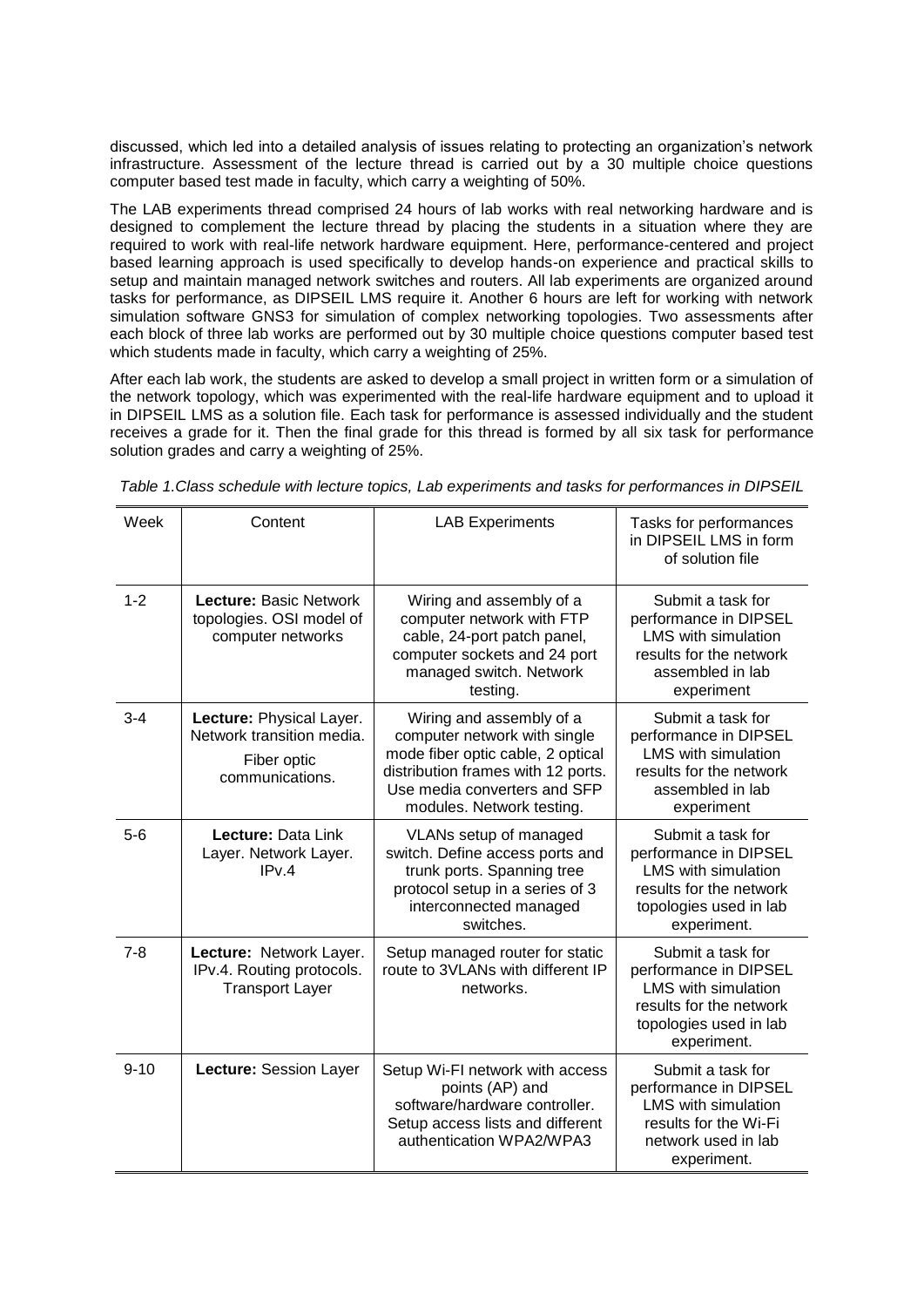discussed, which led into a detailed analysis of issues relating to protecting an organization's network infrastructure. Assessment of the lecture thread is carried out by a 30 multiple choice questions computer based test made in faculty, which carry a weighting of 50%.

The LAB experiments thread comprised 24 hours of lab works with real networking hardware and is designed to complement the lecture thread by placing the students in a situation where they are required to work with real-life network hardware equipment. Here, performance-centered and project based learning approach is used specifically to develop hands-on experience and practical skills to setup and maintain managed network switches and routers. All lab experiments are organized around tasks for performance, as DIPSEIL LMS require it. Another 6 hours are left for working with network simulation software GNS3 for simulation of complex networking topologies. Two assessments after each block of three lab works are performed out by 30 multiple choice questions computer based test which students made in faculty, which carry a weighting of 25%.

After each lab work, the students are asked to develop a small project in written form or a simulation of the network topology, which was experimented with the real-life hardware equipment and to upload it in DIPSEIL LMS as a solution file. Each task for performance is assessed individually and the student receives a grade for it. Then the final grade for this thread is formed by all six task for performance solution grades and carry a weighting of 25%.

*Table 1.Class schedule with lecture topics, Lab experiments and tasks for performances in DIPSEIL*

| Week | Content | LAB Experiments | Tasks for performances in DIPSEIL LMS in form of solution file |
|---|---|---|---|
| 1-2 | **Lecture:** Basic Network topologies. OSI model of computer networks | Wiring and assembly of a computer network with FTP cable, 24-port patch panel, computer sockets and 24 port managed switch. Network testing. | Submit a task for performance in DIPSEL LMS with simulation results for the network assembled in lab experiment |
| 3-4 | **Lecture:** Physical Layer. Network transition media. Fiber optic communications. | Wiring and assembly of a computer network with single mode fiber optic cable, 2 optical distribution frames with 12 ports. Use media converters and SFP modules. Network testing. | Submit a task for performance in DIPSEL LMS with simulation results for the network assembled in lab experiment |
| 5-6 | **Lecture:** Data Link Layer. Network Layer. IPv.4 | VLANs setup of managed switch. Define access ports and trunk ports. Spanning tree protocol setup in a series of 3 interconnected managed switches. | Submit a task for performance in DIPSEL LMS with simulation results for the network topologies used in lab experiment. |
| 7-8 | **Lecture:** Network Layer. IPv.4. Routing protocols. Transport Layer | Setup managed router for static route to 3VLANs with different IP networks. | Submit a task for performance in DIPSEL LMS with simulation results for the network topologies used in lab experiment. |
| 9-10 | **Lecture:** Session Layer | Setup Wi-FI network with access points (AP) and software/hardware controller. Setup access lists and different authentication WPA2/WPA3 | Submit a task for performance in DIPSEL LMS with simulation results for the Wi-Fi network used in lab experiment. |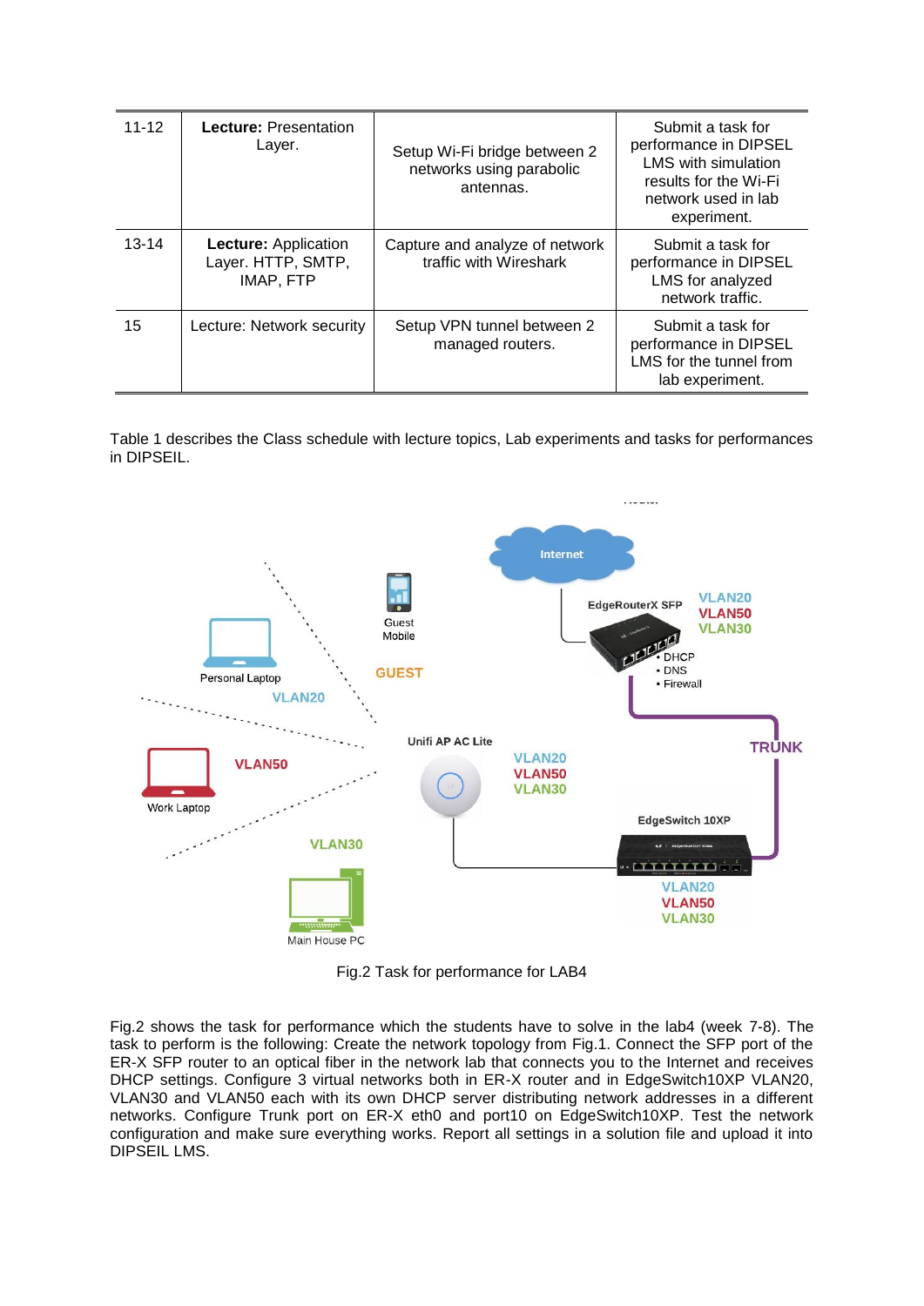| 11-12 | **Lecture:** Presentation Layer. | Setup Wi-Fi bridge between 2 networks using parabolic antennas. | Submit a task for performance in DIPSEL LMS with simulation results for the Wi-Fi network used in lab experiment. |
|---|---|---|---|
| 13-14 | **Lecture:** Application Layer. HTTP, SMTP, IMAP, FTP | Capture and analyze of network traffic with Wireshark | Submit a task for performance in DIPSEL LMS for analyzed network traffic. |
| 15 | Lecture: Network security | Setup VPN tunnel between 2 managed routers. | Submit a task for performance in DIPSEL LMS for the tunnel from lab experiment. |

Table 1 describes the Class schedule with lecture topics, Lab experiments and tasks for performances in DIPSEIL.

Fig.2 Task for performance for LAB4

Fig.2 shows the task for performance which the students have to solve in the lab4 (week 7-8). The task to perform is the following: Create the network topology from Fig.1. Connect the SFP port of the ER-X SFP router to an optical fiber in the network lab that connects you to the Internet and receives DHCP settings. Configure 3 virtual networks both in ER-X router and in EdgeSwitch10XP VLAN20, VLAN30 and VLAN50 each with its own DHCP server distributing network addresses in a different networks. Configure Trunk port on ER-X eth0 and port10 on EdgeSwitch10XP. Test the network configuration and make sure everything works. Report all settings in a solution file and upload it into DIPSEIL LMS.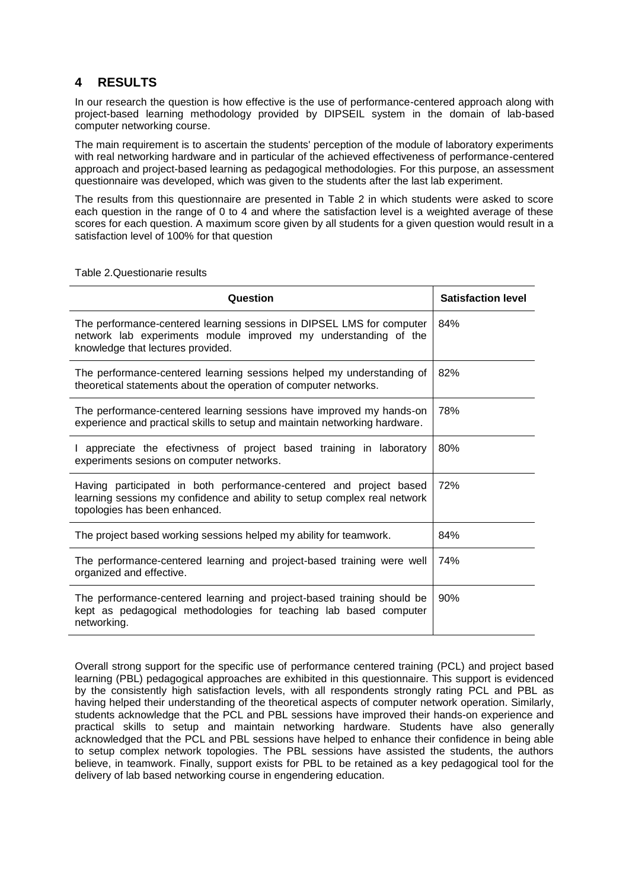## 4 RESULTS

In our research the question is how effective is the use of performance-centered approach along with project-based learning methodology provided by DIPSEIL system in the domain of lab-based computer networking course.

The main requirement is to ascertain the students' perception of the module of laboratory experiments with real networking hardware and in particular of the achieved effectiveness of performance-centered approach and project-based learning as pedagogical methodologies. For this purpose, an assessment questionnaire was developed, which was given to the students after the last lab experiment.

The results from this questionnaire are presented in Table 2 in which students were asked to score each question in the range of 0 to 4 and where the satisfaction level is a weighted average of these scores for each question. A maximum score given by all students for a given question would result in a satisfaction level of 100% for that question

Table 2.Questionarie results

| Question | Satisfaction level |
|---|---|
| The performance-centered learning sessions in DIPSEL LMS for computer network lab experiments module improved my understanding of the knowledge that lectures provided. | 84% |
| The performance-centered learning sessions helped my understanding of theoretical statements about the operation of computer networks. | 82% |
| The performance-centered learning sessions have improved my hands-on experience and practical skills to setup and maintain networking hardware. | 78% |
| I appreciate the efectivness of project based training in laboratory experiments sesions on computer networks. | 80% |
| Having participated in both performance-centered and project based learning sessions my confidence and ability to setup complex real network topologies has been enhanced. | 72% |
| The project based working sessions helped my ability for teamwork. | 84% |
| The performance-centered learning and project-based training were well organized and effective. | 74% |
| The performance-centered learning and project-based training should be kept as pedagogical methodologies for teaching lab based computer networking. | 90% |

Overall strong support for the specific use of performance centered training (PCL) and project based learning (PBL) pedagogical approaches are exhibited in this questionnaire. This support is evidenced by the consistently high satisfaction levels, with all respondents strongly rating PCL and PBL as having helped their understanding of the theoretical aspects of computer network operation. Similarly, students acknowledge that the PCL and PBL sessions have improved their hands-on experience and practical skills to setup and maintain networking hardware. Students have also generally acknowledged that the PCL and PBL sessions have helped to enhance their confidence in being able to setup complex network topologies. The PBL sessions have assisted the students, the authors believe, in teamwork. Finally, support exists for PBL to be retained as a key pedagogical tool for the delivery of lab based networking course in engendering education.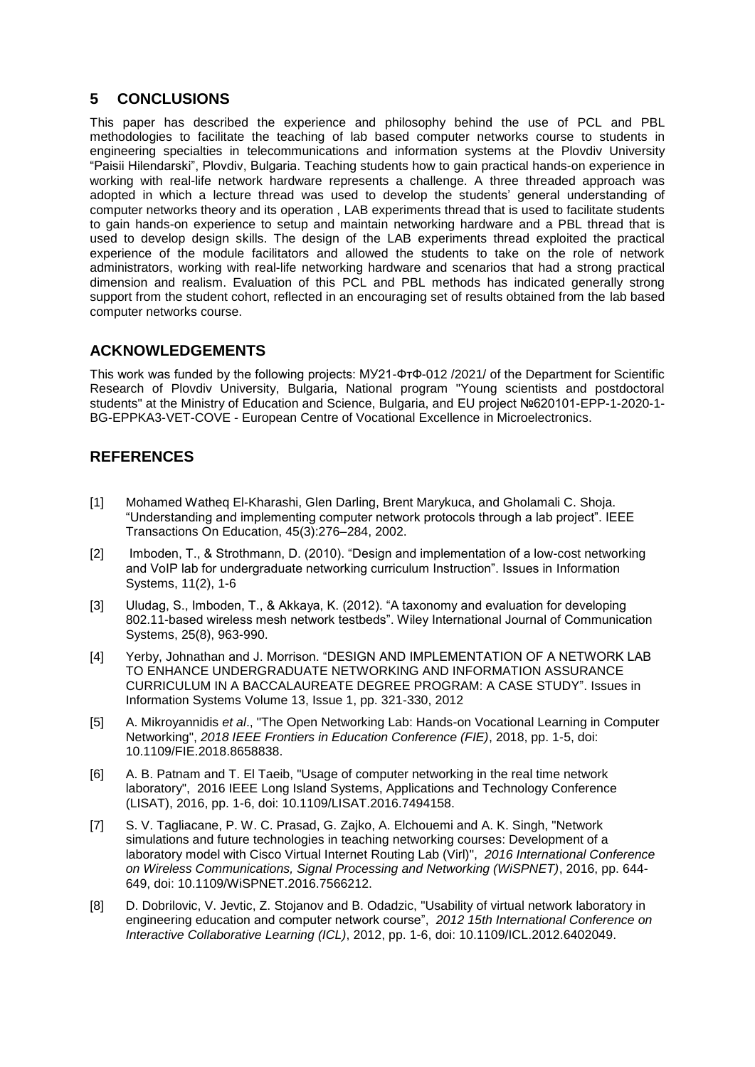## 5 CONCLUSIONS

This paper has described the experience and philosophy behind the use of PCL and PBL methodologies to facilitate the teaching of lab based computer networks course to students in engineering specialties in telecommunications and information systems at the Plovdiv University "Paisii Hilendarski", Plovdiv, Bulgaria. Teaching students how to gain practical hands-on experience in working with real-life network hardware represents a challenge. A three threaded approach was adopted in which a lecture thread was used to develop the students' general understanding of computer networks theory and its operation , LAB experiments thread that is used to facilitate students to gain hands-on experience to setup and maintain networking hardware and a PBL thread that is used to develop design skills. The design of the LAB experiments thread exploited the practical experience of the module facilitators and allowed the students to take on the role of network administrators, working with real-life networking hardware and scenarios that had a strong practical dimension and realism. Evaluation of this PCL and PBL methods has indicated generally strong support from the student cohort, reflected in an encouraging set of results obtained from the lab based computer networks course.

## ACKNOWLEDGEMENTS

This work was funded by the following projects: МУ21-ФтФ-012 /2021/ of the Department for Scientific Research of Plovdiv University, Bulgaria, National program "Young scientists and postdoctoral students" at the Ministry of Education and Science, Bulgaria, and EU project №620101-EPP-1-2020-1-BG-EPPKA3-VET-COVE - European Centre of Vocational Excellence in Microelectronics.

## REFERENCES

[1] Mohamed Watheq El-Kharashi, Glen Darling, Brent Marykuca, and Gholamali C. Shoja. "Understanding and implementing computer network protocols through a lab project". IEEE Transactions On Education, 45(3):276–284, 2002.

[2] Imboden, T., & Strothmann, D. (2010). "Design and implementation of a low-cost networking and VoIP lab for undergraduate networking curriculum Instruction". Issues in Information Systems, 11(2), 1-6

[3] Uludag, S., Imboden, T., & Akkaya, K. (2012). "A taxonomy and evaluation for developing 802.11-based wireless mesh network testbeds". Wiley International Journal of Communication Systems, 25(8), 963-990.

[4] Yerby, Johnathan and J. Morrison. "DESIGN AND IMPLEMENTATION OF A NETWORK LAB TO ENHANCE UNDERGRADUATE NETWORKING AND INFORMATION ASSURANCE CURRICULUM IN A BACCALAUREATE DEGREE PROGRAM: A CASE STUDY". Issues in Information Systems Volume 13, Issue 1, pp. 321-330, 2012

[5] A. Mikroyannidis *et al*., "The Open Networking Lab: Hands-on Vocational Learning in Computer Networking", *2018 IEEE Frontiers in Education Conference (FIE)*, 2018, pp. 1-5, doi: 10.1109/FIE.2018.8658838.

[6] A. B. Patnam and T. El Taeib, "Usage of computer networking in the real time network laboratory", 2016 IEEE Long Island Systems, Applications and Technology Conference (LISAT), 2016, pp. 1-6, doi: 10.1109/LISAT.2016.7494158.

[7] S. V. Tagliacane, P. W. C. Prasad, G. Zajko, A. Elchouemi and A. K. Singh, "Network simulations and future technologies in teaching networking courses: Development of a laboratory model with Cisco Virtual Internet Routing Lab (Virl)", *2016 International Conference on Wireless Communications, Signal Processing and Networking (WiSPNET)*, 2016, pp. 644-649, doi: 10.1109/WiSPNET.2016.7566212.

[8] D. Dobrilovic, V. Jevtic, Z. Stojanov and B. Odadzic, "Usability of virtual network laboratory in engineering education and computer network course", *2012 15th International Conference on Interactive Collaborative Learning (ICL)*, 2012, pp. 1-6, doi: 10.1109/ICL.2012.6402049.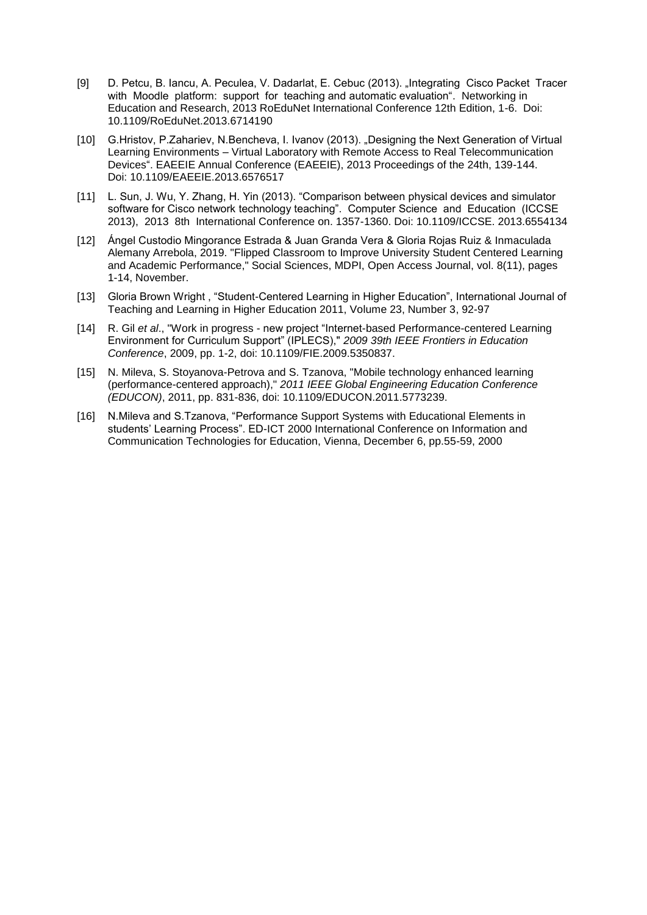[9] D. Petcu, B. Iancu, A. Peculea, V. Dadarlat, E. Cebuc (2013). „Integrating Cisco Packet Tracer with Moodle platform: support for teaching and automatic evaluation". Networking in Education and Research, 2013 RoEduNet International Conference 12th Edition, 1-6. Doi: 10.1109/RoEduNet.2013.6714190

[10] G.Hristov, P.Zahariev, N.Bencheva, I. Ivanov (2013). „Designing the Next Generation of Virtual Learning Environments – Virtual Laboratory with Remote Access to Real Telecommunication Devices". EAEEIE Annual Conference (EAEEIE), 2013 Proceedings of the 24th, 139-144. Doi: 10.1109/EAEEIE.2013.6576517

[11] L. Sun, J. Wu, Y. Zhang, H. Yin (2013). "Comparison between physical devices and simulator software for Cisco network technology teaching". Computer Science and Education (ICCSE 2013), 2013 8th International Conference on. 1357-1360. Doi: 10.1109/ICCSE. 2013.6554134

[12] Ángel Custodio Mingorance Estrada & Juan Granda Vera & Gloria Rojas Ruiz & Inmaculada Alemany Arrebola, 2019. "Flipped Classroom to Improve University Student Centered Learning and Academic Performance," Social Sciences, MDPI, Open Access Journal, vol. 8(11), pages 1-14, November.

[13] Gloria Brown Wright , "Student-Centered Learning in Higher Education", International Journal of Teaching and Learning in Higher Education 2011, Volume 23, Number 3, 92-97

[14] R. Gil *et al*., "Work in progress - new project "Internet-based Performance-centered Learning Environment for Curriculum Support" (IPLECS)," *2009 39th IEEE Frontiers in Education Conference*, 2009, pp. 1-2, doi: 10.1109/FIE.2009.5350837.

[15] N. Mileva, S. Stoyanova-Petrova and S. Tzanova, "Mobile technology enhanced learning (performance-centered approach)," *2011 IEEE Global Engineering Education Conference (EDUCON)*, 2011, pp. 831-836, doi: 10.1109/EDUCON.2011.5773239.

[16] N.Mileva and S.Tzanova, "Performance Support Systems with Educational Elements in students' Learning Process". ED-ICT 2000 International Conference on Information and Communication Technologies for Education, Vienna, December 6, pp.55-59, 2000